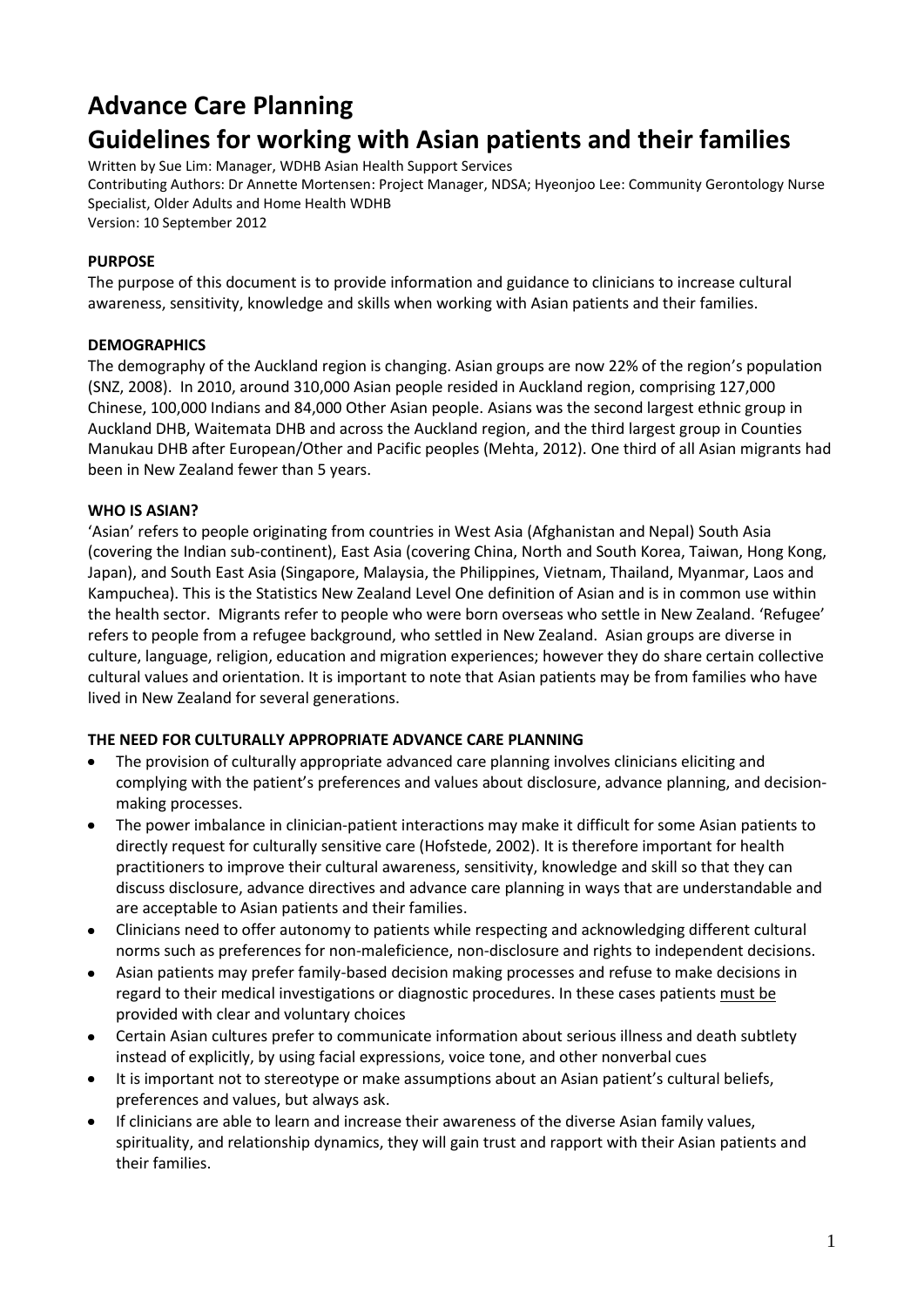# Advance Care Planning

# Guidelines for working with Asian patients and their families

Written by Sue Lim: Manager, WDHB Asian Health Support Services
Contributing Authors: Dr Annette Mortensen: Project Manager, NDSA; Hyeonjoo Lee: Community Gerontology Nurse Specialist, Older Adults and Home Health WDHB
Version: 10 September 2012

**PURPOSE**

The purpose of this document is to provide information and guidance to clinicians to increase cultural awareness, sensitivity, knowledge and skills when working with Asian patients and their families.

**DEMOGRAPHICS**

The demography of the Auckland region is changing. Asian groups are now 22% of the region's population (SNZ, 2008). In 2010, around 310,000 Asian people resided in Auckland region, comprising 127,000 Chinese, 100,000 Indians and 84,000 Other Asian people. Asians was the second largest ethnic group in Auckland DHB, Waitemata DHB and across the Auckland region, and the third largest group in Counties Manukau DHB after European/Other and Pacific peoples (Mehta, 2012). One third of all Asian migrants had been in New Zealand fewer than 5 years.

**WHO IS ASIAN?**

'Asian' refers to people originating from countries in West Asia (Afghanistan and Nepal) South Asia (covering the Indian sub-continent), East Asia (covering China, North and South Korea, Taiwan, Hong Kong, Japan), and South East Asia (Singapore, Malaysia, the Philippines, Vietnam, Thailand, Myanmar, Laos and Kampuchea). This is the Statistics New Zealand Level One definition of Asian and is in common use within the health sector. Migrants refer to people who were born overseas who settle in New Zealand. 'Refugee' refers to people from a refugee background, who settled in New Zealand. Asian groups are diverse in culture, language, religion, education and migration experiences; however they do share certain collective cultural values and orientation. It is important to note that Asian patients may be from families who have lived in New Zealand for several generations.

**THE NEED FOR CULTURALLY APPROPRIATE ADVANCE CARE PLANNING**

- The provision of culturally appropriate advanced care planning involves clinicians eliciting and complying with the patient's preferences and values about disclosure, advance planning, and decision-making processes.
- The power imbalance in clinician-patient interactions may make it difficult for some Asian patients to directly request for culturally sensitive care (Hofstede, 2002). It is therefore important for health practitioners to improve their cultural awareness, sensitivity, knowledge and skill so that they can discuss disclosure, advance directives and advance care planning in ways that are understandable and are acceptable to Asian patients and their families.
- Clinicians need to offer autonomy to patients while respecting and acknowledging different cultural norms such as preferences for non-maleficience, non-disclosure and rights to independent decisions.
- Asian patients may prefer family-based decision making processes and refuse to make decisions in regard to their medical investigations or diagnostic procedures. In these cases patients <u>must be</u> provided with clear and voluntary choices
- Certain Asian cultures prefer to communicate information about serious illness and death subtlety instead of explicitly, by using facial expressions, voice tone, and other nonverbal cues
- It is important not to stereotype or make assumptions about an Asian patient's cultural beliefs, preferences and values, but always ask.
- If clinicians are able to learn and increase their awareness of the diverse Asian family values, spirituality, and relationship dynamics, they will gain trust and rapport with their Asian patients and their families.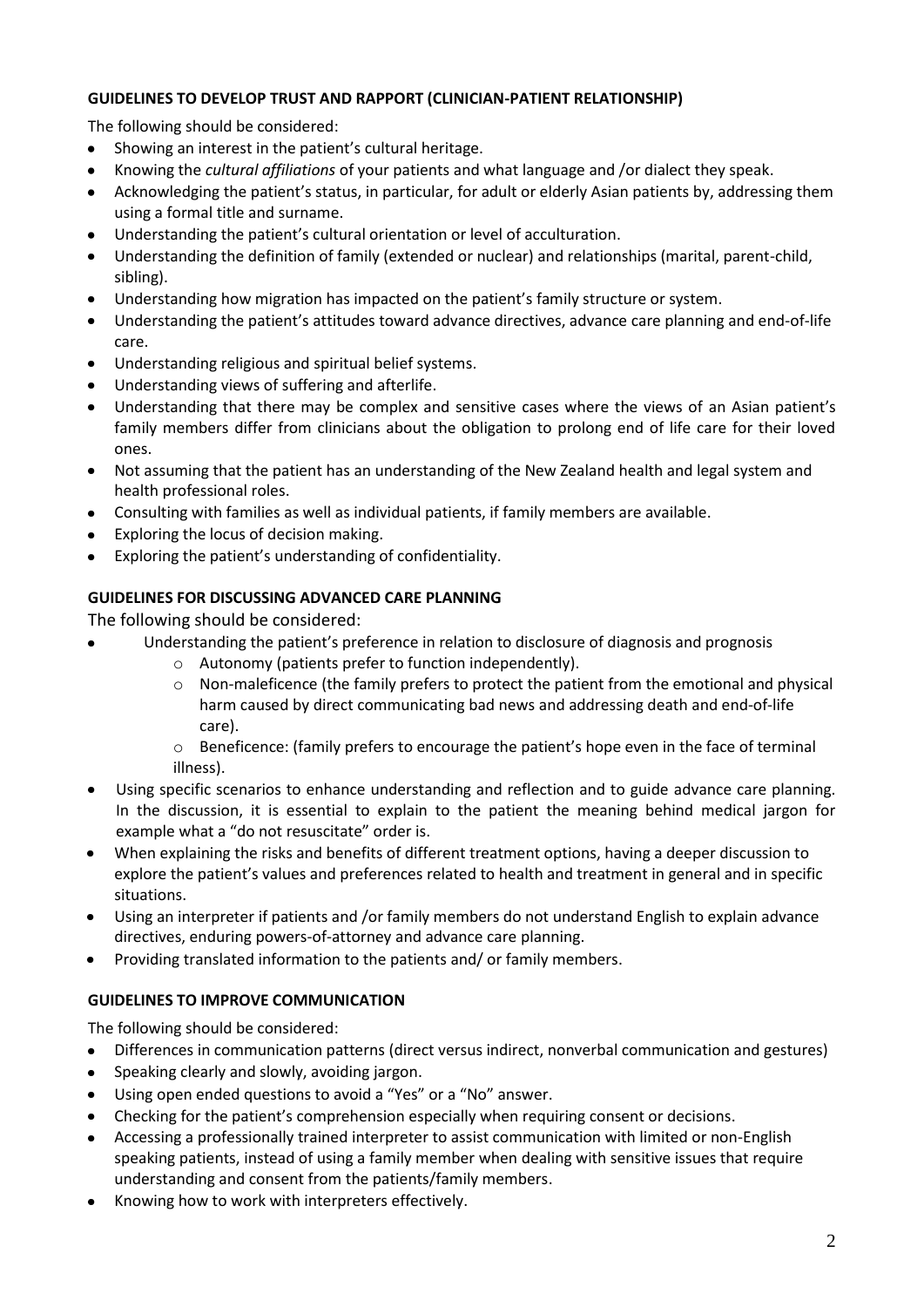**GUIDELINES TO DEVELOP TRUST AND RAPPORT (CLINICIAN-PATIENT RELATIONSHIP)**

The following should be considered:

- Showing an interest in the patient's cultural heritage.
- Knowing the *cultural affiliations* of your patients and what language and /or dialect they speak.
- Acknowledging the patient's status, in particular, for adult or elderly Asian patients by, addressing them using a formal title and surname.
- Understanding the patient's cultural orientation or level of acculturation.
- Understanding the definition of family (extended or nuclear) and relationships (marital, parent-child, sibling).
- Understanding how migration has impacted on the patient's family structure or system.
- Understanding the patient's attitudes toward advance directives, advance care planning and end-of-life care.
- Understanding religious and spiritual belief systems.
- Understanding views of suffering and afterlife.
- Understanding that there may be complex and sensitive cases where the views of an Asian patient's family members differ from clinicians about the obligation to prolong end of life care for their loved ones.
- Not assuming that the patient has an understanding of the New Zealand health and legal system and health professional roles.
- Consulting with families as well as individual patients, if family members are available.
- Exploring the locus of decision making.
- Exploring the patient's understanding of confidentiality.

**GUIDELINES FOR DISCUSSING ADVANCED CARE PLANNING**

The following should be considered:

- Understanding the patient's preference in relation to disclosure of diagnosis and prognosis
  - Autonomy (patients prefer to function independently).
  - Non-maleficence (the family prefers to protect the patient from the emotional and physical harm caused by direct communicating bad news and addressing death and end-of-life care).
  - Beneficence: (family prefers to encourage the patient's hope even in the face of terminal illness).
- Using specific scenarios to enhance understanding and reflection and to guide advance care planning. In the discussion, it is essential to explain to the patient the meaning behind medical jargon for example what a "do not resuscitate" order is.
- When explaining the risks and benefits of different treatment options, having a deeper discussion to explore the patient's values and preferences related to health and treatment in general and in specific situations.
- Using an interpreter if patients and /or family members do not understand English to explain advance directives, enduring powers-of-attorney and advance care planning.
- Providing translated information to the patients and/ or family members.

**GUIDELINES TO IMPROVE COMMUNICATION**

The following should be considered:

- Differences in communication patterns (direct versus indirect, nonverbal communication and gestures)
- Speaking clearly and slowly, avoiding jargon.
- Using open ended questions to avoid a "Yes" or a "No" answer.
- Checking for the patient's comprehension especially when requiring consent or decisions.
- Accessing a professionally trained interpreter to assist communication with limited or non-English speaking patients, instead of using a family member when dealing with sensitive issues that require understanding and consent from the patients/family members.
- Knowing how to work with interpreters effectively.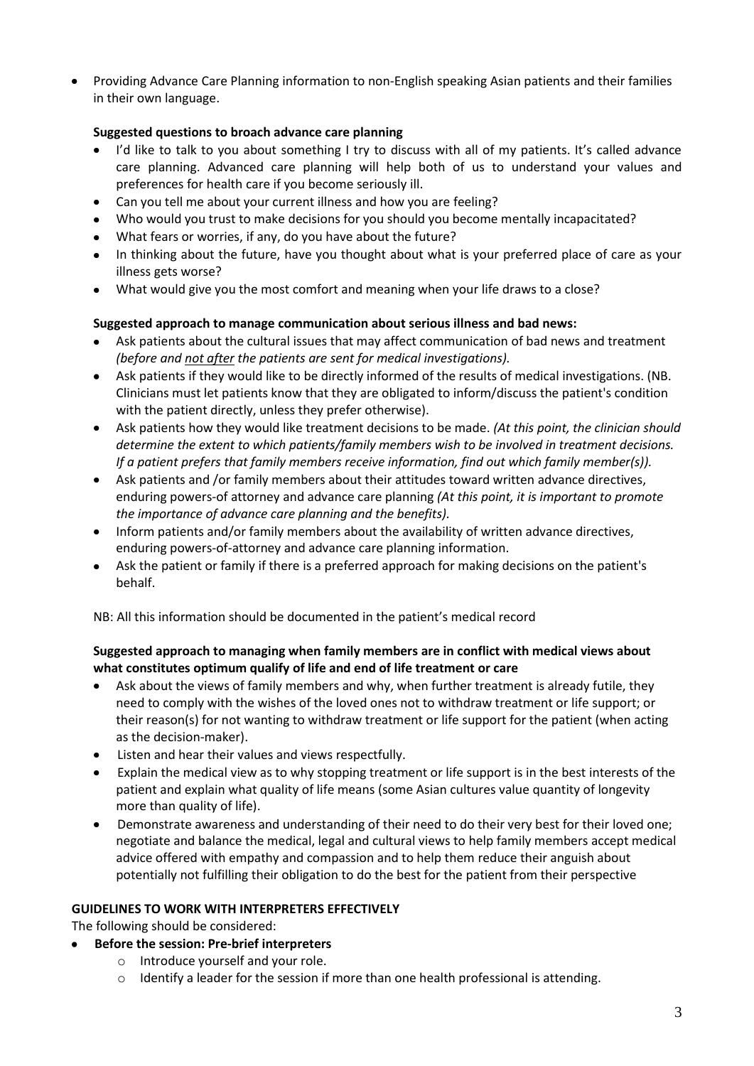- Providing Advance Care Planning information to non-English speaking Asian patients and their families in their own language.

**Suggested questions to broach advance care planning**

- I'd like to talk to you about something I try to discuss with all of my patients. It's called advance care planning. Advanced care planning will help both of us to understand your values and preferences for health care if you become seriously ill.
- Can you tell me about your current illness and how you are feeling?
- Who would you trust to make decisions for you should you become mentally incapacitated?
- What fears or worries, if any, do you have about the future?
- In thinking about the future, have you thought about what is your preferred place of care as your illness gets worse?
- What would give you the most comfort and meaning when your life draws to a close?

**Suggested approach to manage communication about serious illness and bad news:**

- Ask patients about the cultural issues that may affect communication of bad news and treatment *(before and <u>not after</u> the patients are sent for medical investigations).*
- Ask patients if they would like to be directly informed of the results of medical investigations. (NB. Clinicians must let patients know that they are obligated to inform/discuss the patient's condition with the patient directly, unless they prefer otherwise).
- Ask patients how they would like treatment decisions to be made. *(At this point, the clinician should determine the extent to which patients/family members wish to be involved in treatment decisions. If a patient prefers that family members receive information, find out which family member(s)).*
- Ask patients and /or family members about their attitudes toward written advance directives, enduring powers-of attorney and advance care planning *(At this point, it is important to promote the importance of advance care planning and the benefits).*
- Inform patients and/or family members about the availability of written advance directives, enduring powers-of-attorney and advance care planning information.
- Ask the patient or family if there is a preferred approach for making decisions on the patient's behalf.

NB: All this information should be documented in the patient's medical record

**Suggested approach to managing when family members are in conflict with medical views about what constitutes optimum qualify of life and end of life treatment or care**

- Ask about the views of family members and why, when further treatment is already futile, they need to comply with the wishes of the loved ones not to withdraw treatment or life support; or their reason(s) for not wanting to withdraw treatment or life support for the patient (when acting as the decision-maker).
- Listen and hear their values and views respectfully.
- Explain the medical view as to why stopping treatment or life support is in the best interests of the patient and explain what quality of life means (some Asian cultures value quantity of longevity more than quality of life).
- Demonstrate awareness and understanding of their need to do their very best for their loved one; negotiate and balance the medical, legal and cultural views to help family members accept medical advice offered with empathy and compassion and to help them reduce their anguish about potentially not fulfilling their obligation to do the best for the patient from their perspective

**GUIDELINES TO WORK WITH INTERPRETERS EFFECTIVELY**

The following should be considered:

- **Before the session: Pre-brief interpreters**
  - Introduce yourself and your role.
  - Identify a leader for the session if more than one health professional is attending.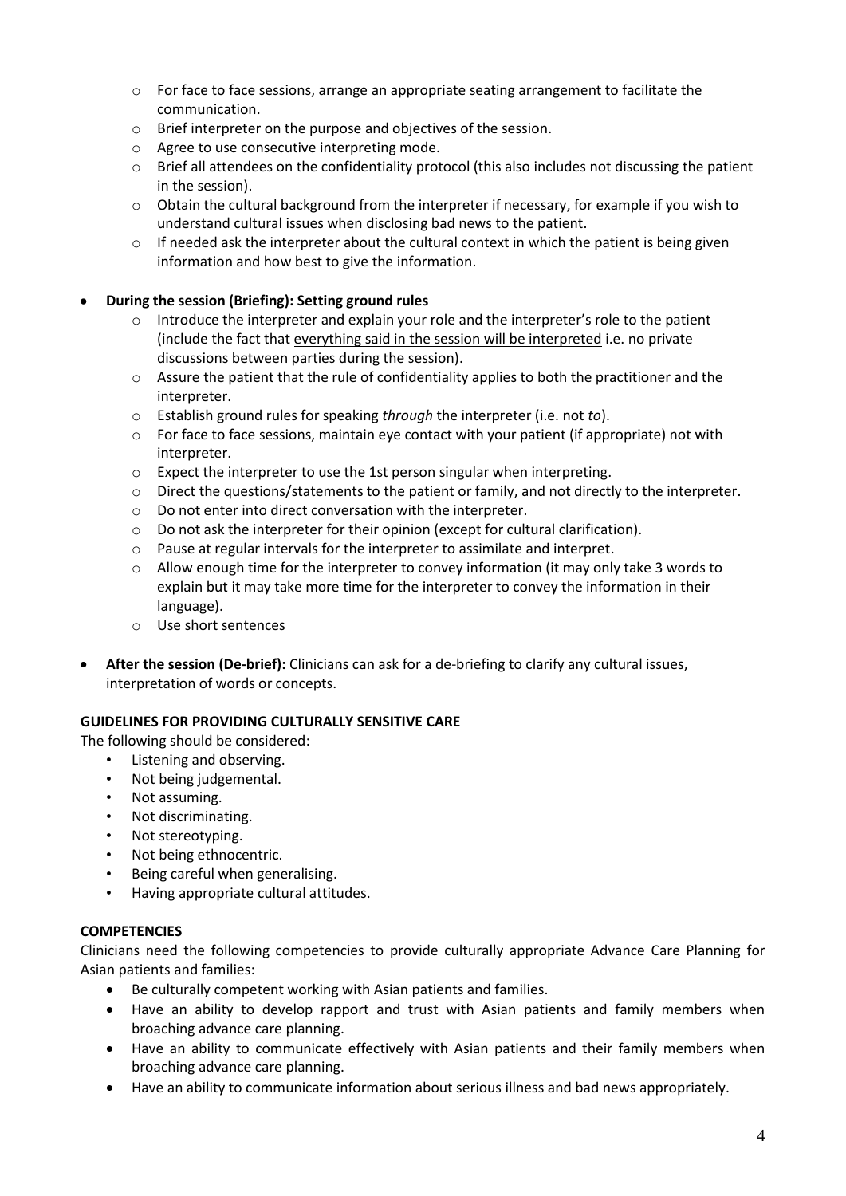- For face to face sessions, arrange an appropriate seating arrangement to facilitate the communication.
  - Brief interpreter on the purpose and objectives of the session.
  - Agree to use consecutive interpreting mode.
  - Brief all attendees on the confidentiality protocol (this also includes not discussing the patient in the session).
  - Obtain the cultural background from the interpreter if necessary, for example if you wish to understand cultural issues when disclosing bad news to the patient.
  - If needed ask the interpreter about the cultural context in which the patient is being given information and how best to give the information.

- **During the session (Briefing): Setting ground rules**
  - Introduce the interpreter and explain your role and the interpreter's role to the patient (include the fact that <u>everything said in the session will be interpreted</u> i.e. no private discussions between parties during the session).
  - Assure the patient that the rule of confidentiality applies to both the practitioner and the interpreter.
  - Establish ground rules for speaking *through* the interpreter (i.e. not *to*).
  - For face to face sessions, maintain eye contact with your patient (if appropriate) not with interpreter.
  - Expect the interpreter to use the 1st person singular when interpreting.
  - Direct the questions/statements to the patient or family, and not directly to the interpreter.
  - Do not enter into direct conversation with the interpreter.
  - Do not ask the interpreter for their opinion (except for cultural clarification).
  - Pause at regular intervals for the interpreter to assimilate and interpret.
  - Allow enough time for the interpreter to convey information (it may only take 3 words to explain but it may take more time for the interpreter to convey the information in their language).
  - Use short sentences

- **After the session (De-brief):** Clinicians can ask for a de-briefing to clarify any cultural issues, interpretation of words or concepts.

**GUIDELINES FOR PROVIDING CULTURALLY SENSITIVE CARE**

The following should be considered:

- Listening and observing.
- Not being judgemental.
- Not assuming.
- Not discriminating.
- Not stereotyping.
- Not being ethnocentric.
- Being careful when generalising.
- Having appropriate cultural attitudes.

**COMPETENCIES**

Clinicians need the following competencies to provide culturally appropriate Advance Care Planning for Asian patients and families:

- Be culturally competent working with Asian patients and families.
- Have an ability to develop rapport and trust with Asian patients and family members when broaching advance care planning.
- Have an ability to communicate effectively with Asian patients and their family members when broaching advance care planning.
- Have an ability to communicate information about serious illness and bad news appropriately.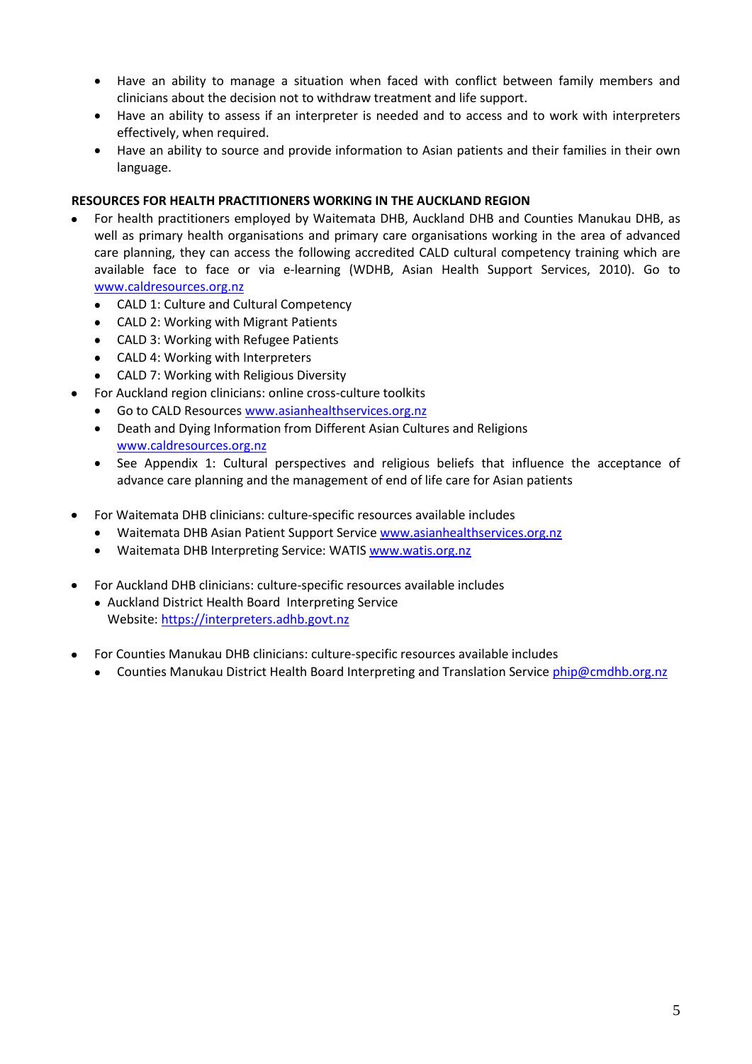- Have an ability to manage a situation when faced with conflict between family members and clinicians about the decision not to withdraw treatment and life support.
- Have an ability to assess if an interpreter is needed and to access and to work with interpreters effectively, when required.
- Have an ability to source and provide information to Asian patients and their families in their own language.

**RESOURCES FOR HEALTH PRACTITIONERS WORKING IN THE AUCKLAND REGION**

- For health practitioners employed by Waitemata DHB, Auckland DHB and Counties Manukau DHB, as well as primary health organisations and primary care organisations working in the area of advanced care planning, they can access the following accredited CALD cultural competency training which are available face to face or via e-learning (WDHB, Asian Health Support Services, 2010). Go to www.caldresources.org.nz
  - CALD 1: Culture and Cultural Competency
  - CALD 2: Working with Migrant Patients
  - CALD 3: Working with Refugee Patients
  - CALD 4: Working with Interpreters
  - CALD 7: Working with Religious Diversity
- For Auckland region clinicians: online cross-culture toolkits
  - Go to CALD Resources www.asianhealthservices.org.nz
  - Death and Dying Information from Different Asian Cultures and Religions www.caldresources.org.nz
  - See Appendix 1: Cultural perspectives and religious beliefs that influence the acceptance of advance care planning and the management of end of life care for Asian patients

- For Waitemata DHB clinicians: culture-specific resources available includes
  - Waitemata DHB Asian Patient Support Service www.asianhealthservices.org.nz
  - Waitemata DHB Interpreting Service: WATIS www.watis.org.nz

- For Auckland DHB clinicians: culture-specific resources available includes
  - Auckland District Health Board Interpreting Service
    Website: https://interpreters.adhb.govt.nz

- For Counties Manukau DHB clinicians: culture-specific resources available includes
  - Counties Manukau District Health Board Interpreting and Translation Service phip@cmdhb.org.nz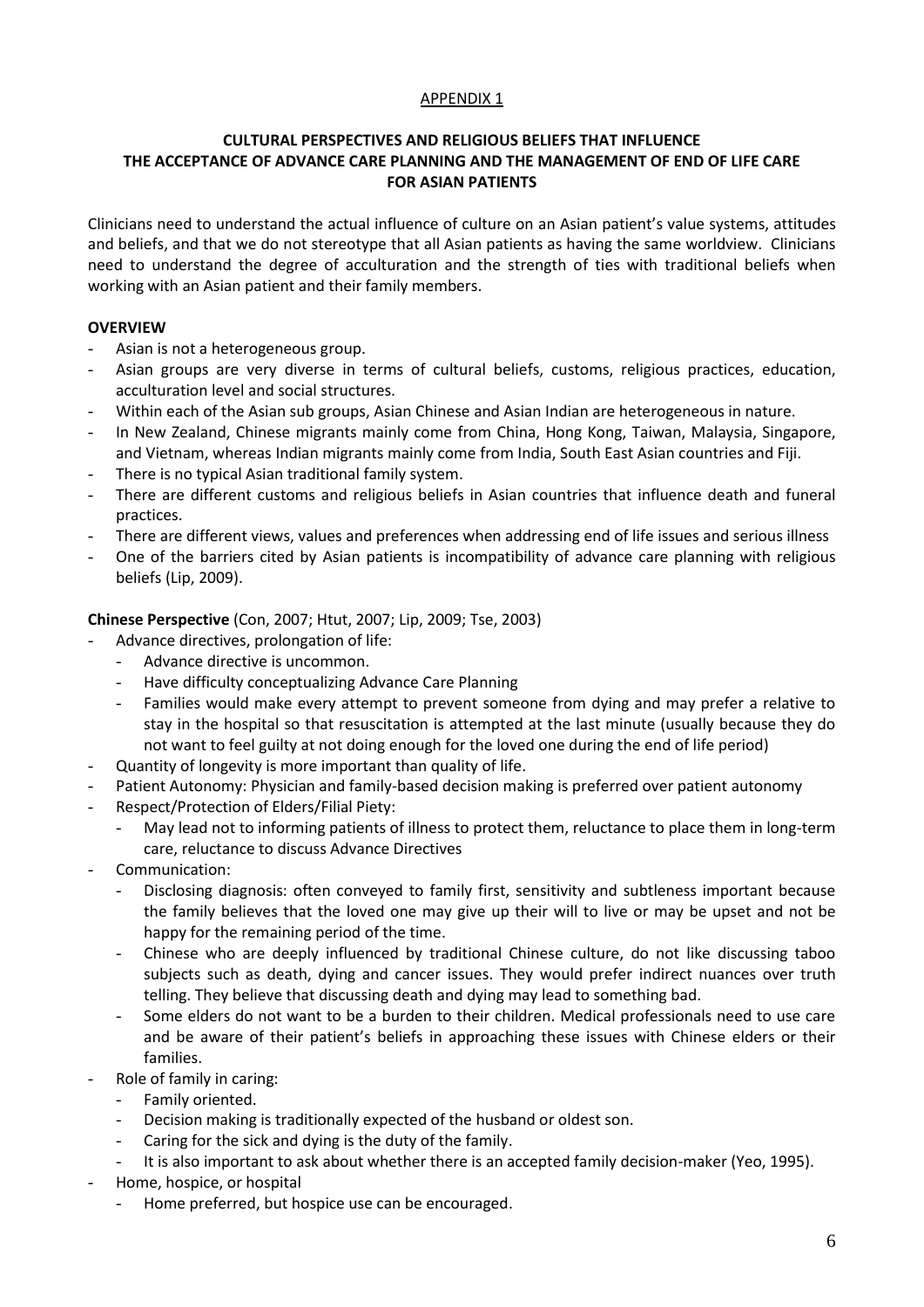APPENDIX 1

## CULTURAL PERSPECTIVES AND RELIGIOUS BELIEFS THAT INFLUENCE THE ACCEPTANCE OF ADVANCE CARE PLANNING AND THE MANAGEMENT OF END OF LIFE CARE FOR ASIAN PATIENTS

Clinicians need to understand the actual influence of culture on an Asian patient's value systems, attitudes and beliefs, and that we do not stereotype that all Asian patients as having the same worldview. Clinicians need to understand the degree of acculturation and the strength of ties with traditional beliefs when working with an Asian patient and their family members.

### OVERVIEW

- Asian is not a heterogeneous group.
- Asian groups are very diverse in terms of cultural beliefs, customs, religious practices, education, acculturation level and social structures.
- Within each of the Asian sub groups, Asian Chinese and Asian Indian are heterogeneous in nature.
- In New Zealand, Chinese migrants mainly come from China, Hong Kong, Taiwan, Malaysia, Singapore, and Vietnam, whereas Indian migrants mainly come from India, South East Asian countries and Fiji.
- There is no typical Asian traditional family system.
- There are different customs and religious beliefs in Asian countries that influence death and funeral practices.
- There are different views, values and preferences when addressing end of life issues and serious illness
- One of the barriers cited by Asian patients is incompatibility of advance care planning with religious beliefs (Lip, 2009).

**Chinese Perspective** (Con, 2007; Htut, 2007; Lip, 2009; Tse, 2003)

- Advance directives, prolongation of life:
  - Advance directive is uncommon.
  - Have difficulty conceptualizing Advance Care Planning
  - Families would make every attempt to prevent someone from dying and may prefer a relative to stay in the hospital so that resuscitation is attempted at the last minute (usually because they do not want to feel guilty at not doing enough for the loved one during the end of life period)
- Quantity of longevity is more important than quality of life.
- Patient Autonomy: Physician and family-based decision making is preferred over patient autonomy
- Respect/Protection of Elders/Filial Piety:
  - May lead not to informing patients of illness to protect them, reluctance to place them in long-term care, reluctance to discuss Advance Directives
- Communication:
  - Disclosing diagnosis: often conveyed to family first, sensitivity and subtleness important because the family believes that the loved one may give up their will to live or may be upset and not be happy for the remaining period of the time.
  - Chinese who are deeply influenced by traditional Chinese culture, do not like discussing taboo subjects such as death, dying and cancer issues. They would prefer indirect nuances over truth telling. They believe that discussing death and dying may lead to something bad.
  - Some elders do not want to be a burden to their children. Medical professionals need to use care and be aware of their patient's beliefs in approaching these issues with Chinese elders or their families.
- Role of family in caring:
  - Family oriented.
  - Decision making is traditionally expected of the husband or oldest son.
  - Caring for the sick and dying is the duty of the family.
  - It is also important to ask about whether there is an accepted family decision-maker (Yeo, 1995).
- Home, hospice, or hospital
  - Home preferred, but hospice use can be encouraged.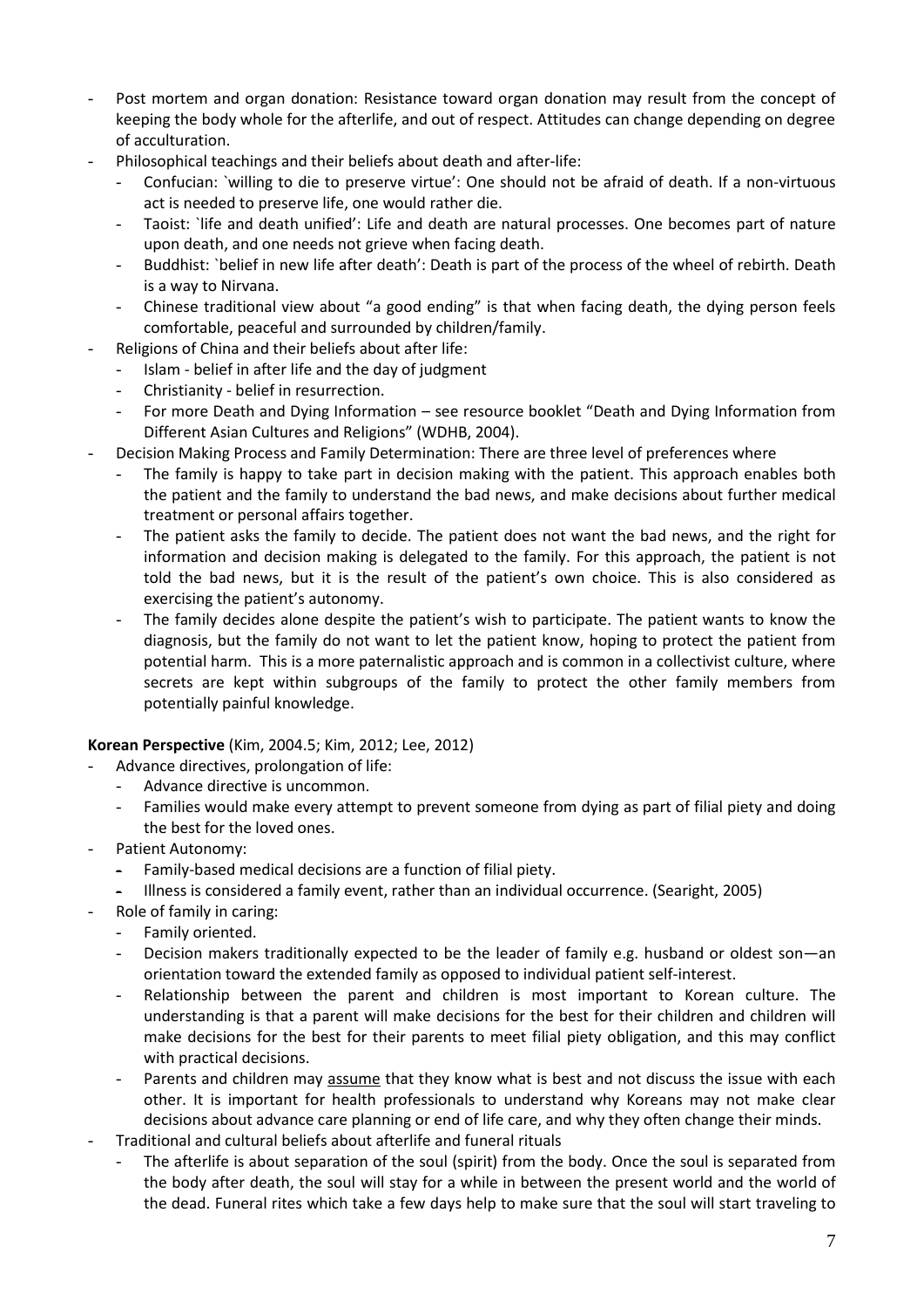- Post mortem and organ donation: Resistance toward organ donation may result from the concept of keeping the body whole for the afterlife, and out of respect. Attitudes can change depending on degree of acculturation.
- Philosophical teachings and their beliefs about death and after-life:
  - Confucian: `willing to die to preserve virtue': One should not be afraid of death. If a non-virtuous act is needed to preserve life, one would rather die.
  - Taoist: `life and death unified': Life and death are natural processes. One becomes part of nature upon death, and one needs not grieve when facing death.
  - Buddhist: `belief in new life after death': Death is part of the process of the wheel of rebirth. Death is a way to Nirvana.
  - Chinese traditional view about "a good ending" is that when facing death, the dying person feels comfortable, peaceful and surrounded by children/family.
- Religions of China and their beliefs about after life:
  - Islam - belief in after life and the day of judgment
  - Christianity - belief in resurrection.
  - For more Death and Dying Information – see resource booklet "Death and Dying Information from Different Asian Cultures and Religions" (WDHB, 2004).
- Decision Making Process and Family Determination: There are three level of preferences where
  - The family is happy to take part in decision making with the patient. This approach enables both the patient and the family to understand the bad news, and make decisions about further medical treatment or personal affairs together.
  - The patient asks the family to decide. The patient does not want the bad news, and the right for information and decision making is delegated to the family. For this approach, the patient is not told the bad news, but it is the result of the patient's own choice. This is also considered as exercising the patient's autonomy.
  - The family decides alone despite the patient's wish to participate. The patient wants to know the diagnosis, but the family do not want to let the patient know, hoping to protect the patient from potential harm. This is a more paternalistic approach and is common in a collectivist culture, where secrets are kept within subgroups of the family to protect the other family members from potentially painful knowledge.

**Korean Perspective** (Kim, 2004.5; Kim, 2012; Lee, 2012)

- Advance directives, prolongation of life:
  - Advance directive is uncommon.
  - Families would make every attempt to prevent someone from dying as part of filial piety and doing the best for the loved ones.
- Patient Autonomy:
  - Family-based medical decisions are a function of filial piety.
  - Illness is considered a family event, rather than an individual occurrence. (Searight, 2005)
- Role of family in caring:
  - Family oriented.
  - Decision makers traditionally expected to be the leader of family e.g. husband or oldest son—an orientation toward the extended family as opposed to individual patient self-interest.
  - Relationship between the parent and children is most important to Korean culture. The understanding is that a parent will make decisions for the best for their children and children will make decisions for the best for their parents to meet filial piety obligation, and this may conflict with practical decisions.
  - Parents and children may assume that they know what is best and not discuss the issue with each other. It is important for health professionals to understand why Koreans may not make clear decisions about advance care planning or end of life care, and why they often change their minds.
- Traditional and cultural beliefs about afterlife and funeral rituals
  - The afterlife is about separation of the soul (spirit) from the body. Once the soul is separated from the body after death, the soul will stay for a while in between the present world and the world of the dead. Funeral rites which take a few days help to make sure that the soul will start traveling to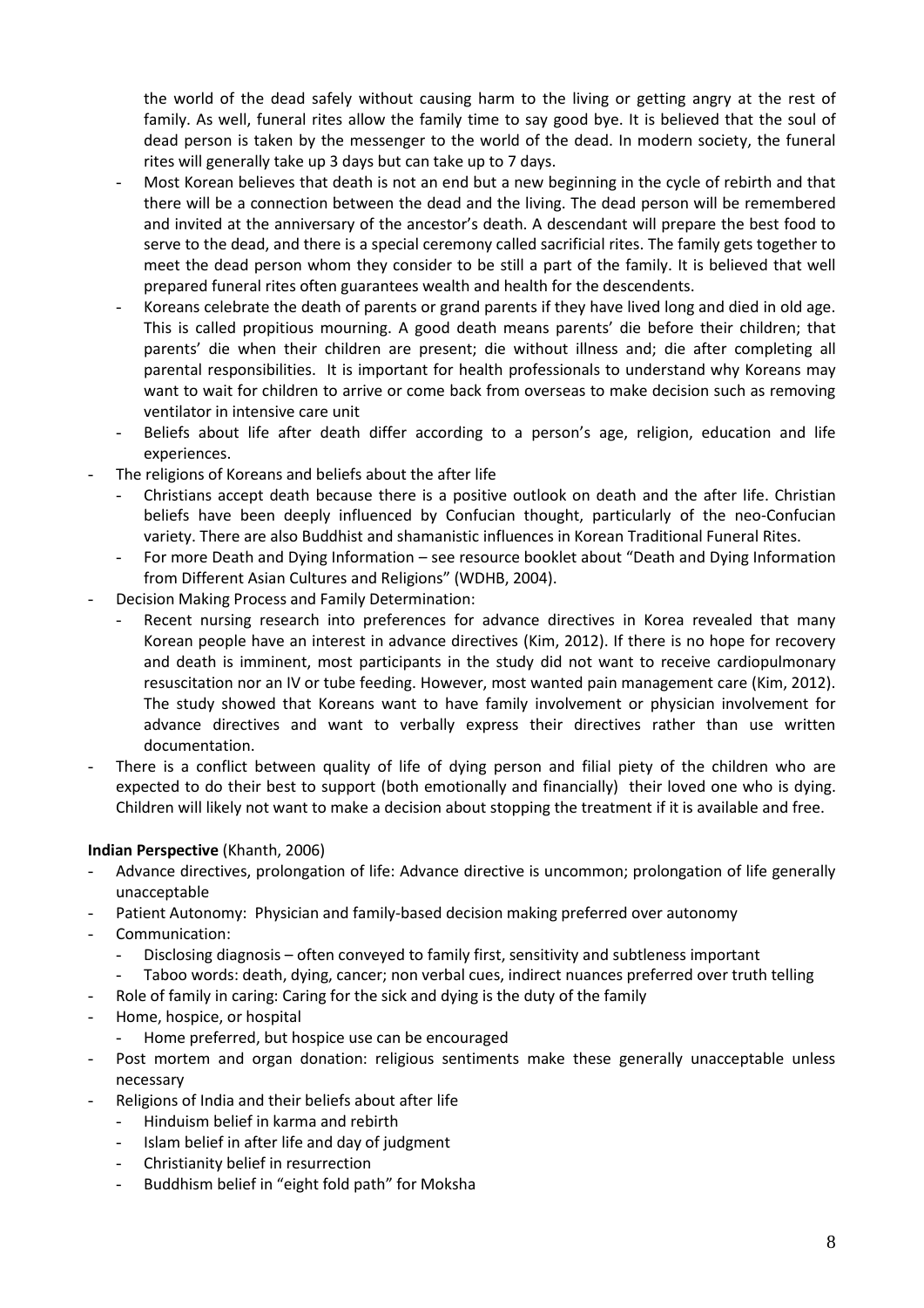the world of the dead safely without causing harm to the living or getting angry at the rest of family. As well, funeral rites allow the family time to say good bye. It is believed that the soul of dead person is taken by the messenger to the world of the dead. In modern society, the funeral rites will generally take up 3 days but can take up to 7 days.

  - Most Korean believes that death is not an end but a new beginning in the cycle of rebirth and that there will be a connection between the dead and the living. The dead person will be remembered and invited at the anniversary of the ancestor's death. A descendant will prepare the best food to serve to the dead, and there is a special ceremony called sacrificial rites. The family gets together to meet the dead person whom they consider to be still a part of the family. It is believed that well prepared funeral rites often guarantees wealth and health for the descendents.
  - Koreans celebrate the death of parents or grand parents if they have lived long and died in old age. This is called propitious mourning. A good death means parents' die before their children; that parents' die when their children are present; die without illness and; die after completing all parental responsibilities. It is important for health professionals to understand why Koreans may want to wait for children to arrive or come back from overseas to make decision such as removing ventilator in intensive care unit
  - Beliefs about life after death differ according to a person's age, religion, education and life experiences.
- The religions of Koreans and beliefs about the after life
  - Christians accept death because there is a positive outlook on death and the after life. Christian beliefs have been deeply influenced by Confucian thought, particularly of the neo-Confucian variety. There are also Buddhist and shamanistic influences in Korean Traditional Funeral Rites.
  - For more Death and Dying Information – see resource booklet about "Death and Dying Information from Different Asian Cultures and Religions" (WDHB, 2004).
- Decision Making Process and Family Determination:
  - Recent nursing research into preferences for advance directives in Korea revealed that many Korean people have an interest in advance directives (Kim, 2012). If there is no hope for recovery and death is imminent, most participants in the study did not want to receive cardiopulmonary resuscitation nor an IV or tube feeding. However, most wanted pain management care (Kim, 2012). The study showed that Koreans want to have family involvement or physician involvement for advance directives and want to verbally express their directives rather than use written documentation.
- There is a conflict between quality of life of dying person and filial piety of the children who are expected to do their best to support (both emotionally and financially) their loved one who is dying. Children will likely not want to make a decision about stopping the treatment if it is available and free.

**Indian Perspective** (Khanth, 2006)

- Advance directives, prolongation of life: Advance directive is uncommon; prolongation of life generally unacceptable
- Patient Autonomy: Physician and family-based decision making preferred over autonomy
- Communication:
  - Disclosing diagnosis – often conveyed to family first, sensitivity and subtleness important
  - Taboo words: death, dying, cancer; non verbal cues, indirect nuances preferred over truth telling
- Role of family in caring: Caring for the sick and dying is the duty of the family
- Home, hospice, or hospital
  - Home preferred, but hospice use can be encouraged
- Post mortem and organ donation: religious sentiments make these generally unacceptable unless necessary
- Religions of India and their beliefs about after life
  - Hinduism belief in karma and rebirth
  - Islam belief in after life and day of judgment
  - Christianity belief in resurrection
  - Buddhism belief in "eight fold path" for Moksha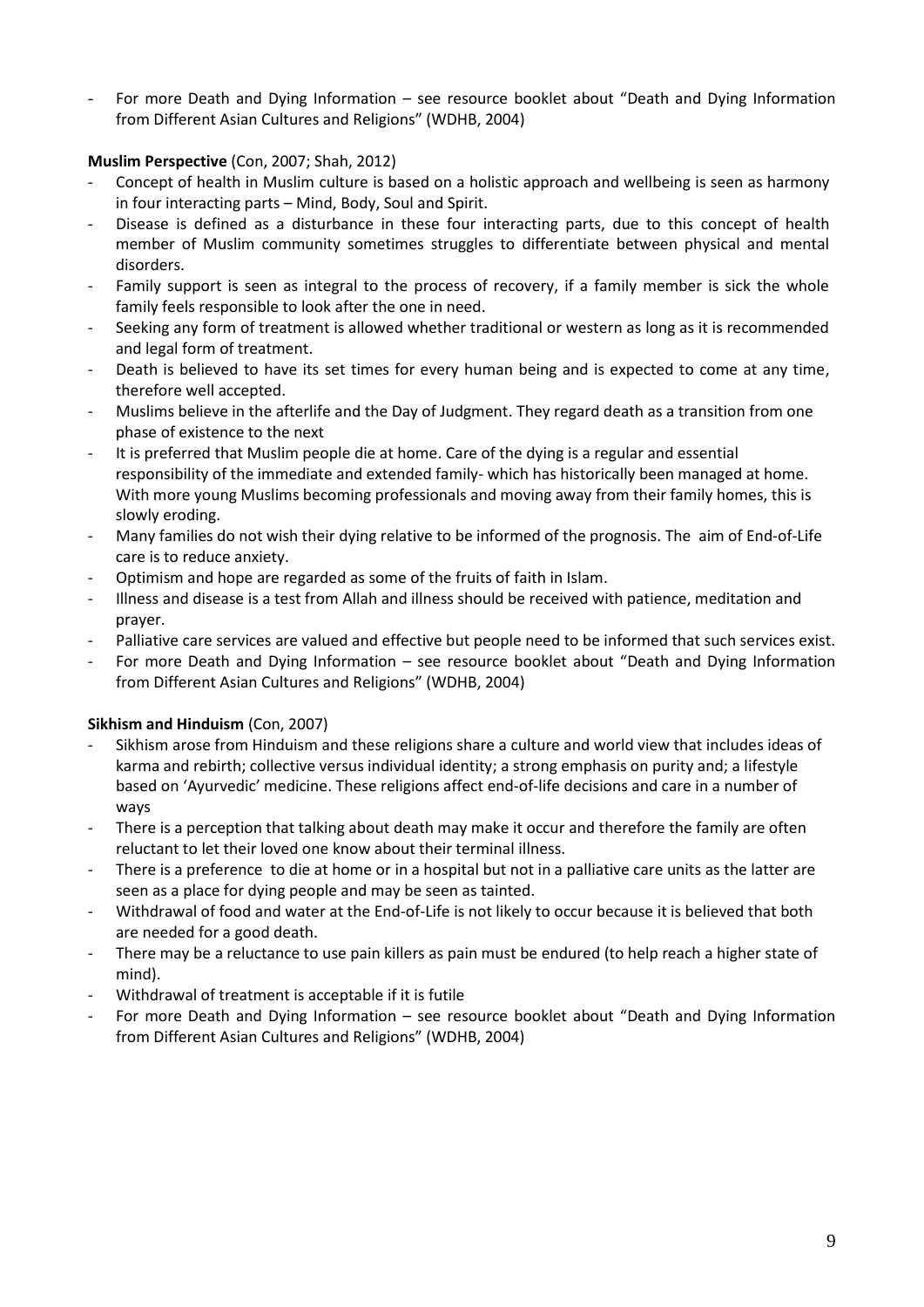- For more Death and Dying Information – see resource booklet about "Death and Dying Information from Different Asian Cultures and Religions" (WDHB, 2004)

**Muslim Perspective** (Con, 2007; Shah, 2012)

- Concept of health in Muslim culture is based on a holistic approach and wellbeing is seen as harmony in four interacting parts – Mind, Body, Soul and Spirit.
- Disease is defined as a disturbance in these four interacting parts, due to this concept of health member of Muslim community sometimes struggles to differentiate between physical and mental disorders.
- Family support is seen as integral to the process of recovery, if a family member is sick the whole family feels responsible to look after the one in need.
- Seeking any form of treatment is allowed whether traditional or western as long as it is recommended and legal form of treatment.
- Death is believed to have its set times for every human being and is expected to come at any time, therefore well accepted.
- Muslims believe in the afterlife and the Day of Judgment. They regard death as a transition from one phase of existence to the next
- It is preferred that Muslim people die at home. Care of the dying is a regular and essential responsibility of the immediate and extended family- which has historically been managed at home. With more young Muslims becoming professionals and moving away from their family homes, this is slowly eroding.
- Many families do not wish their dying relative to be informed of the prognosis. The aim of End-of-Life care is to reduce anxiety.
- Optimism and hope are regarded as some of the fruits of faith in Islam.
- Illness and disease is a test from Allah and illness should be received with patience, meditation and prayer.
- Palliative care services are valued and effective but people need to be informed that such services exist.
- For more Death and Dying Information – see resource booklet about "Death and Dying Information from Different Asian Cultures and Religions" (WDHB, 2004)

**Sikhism and Hinduism** (Con, 2007)

- Sikhism arose from Hinduism and these religions share a culture and world view that includes ideas of karma and rebirth; collective versus individual identity; a strong emphasis on purity and; a lifestyle based on 'Ayurvedic' medicine. These religions affect end-of-life decisions and care in a number of ways
- There is a perception that talking about death may make it occur and therefore the family are often reluctant to let their loved one know about their terminal illness.
- There is a preference to die at home or in a hospital but not in a palliative care units as the latter are seen as a place for dying people and may be seen as tainted.
- Withdrawal of food and water at the End-of-Life is not likely to occur because it is believed that both are needed for a good death.
- There may be a reluctance to use pain killers as pain must be endured (to help reach a higher state of mind).
- Withdrawal of treatment is acceptable if it is futile
- For more Death and Dying Information – see resource booklet about "Death and Dying Information from Different Asian Cultures and Religions" (WDHB, 2004)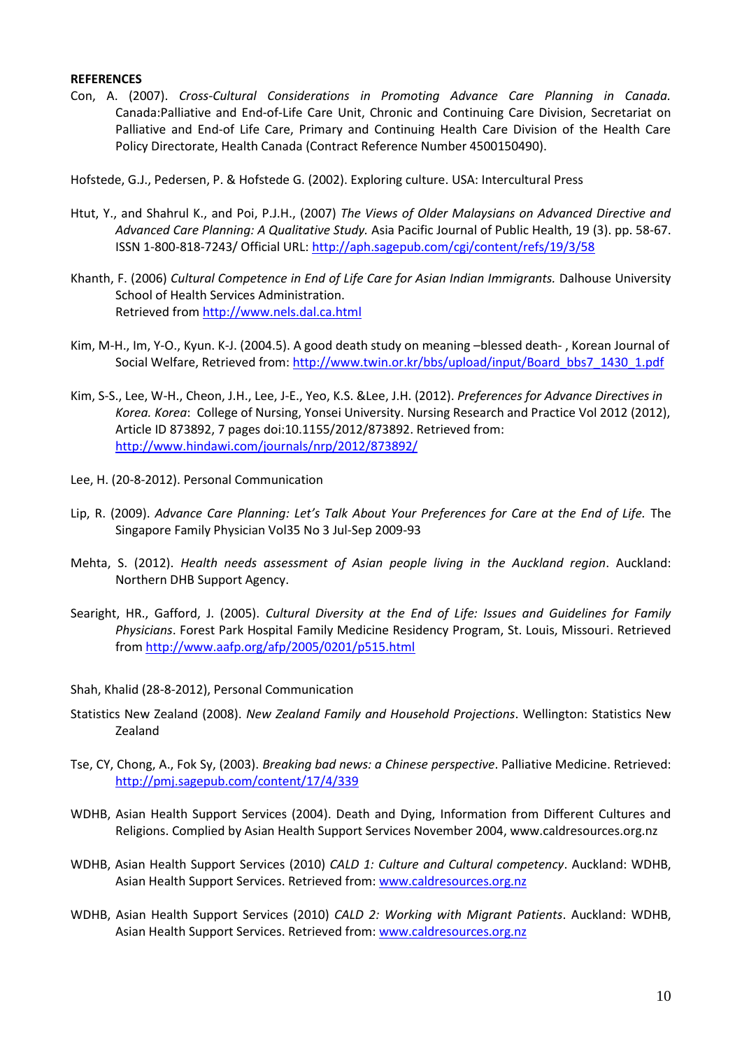**REFERENCES**

Con, A. (2007). *Cross-Cultural Considerations in Promoting Advance Care Planning in Canada.* Canada:Palliative and End-of-Life Care Unit, Chronic and Continuing Care Division, Secretariat on Palliative and End-of Life Care, Primary and Continuing Health Care Division of the Health Care Policy Directorate, Health Canada (Contract Reference Number 4500150490).

Hofstede, G.J., Pedersen, P. & Hofstede G. (2002). Exploring culture. USA: Intercultural Press

Htut, Y., and Shahrul K., and Poi, P.J.H., (2007) *The Views of Older Malaysians on Advanced Directive and Advanced Care Planning: A Qualitative Study.* Asia Pacific Journal of Public Health, 19 (3). pp. 58-67. ISSN 1-800-818-7243/ Official URL: http://aph.sagepub.com/cgi/content/refs/19/3/58

Khanth, F. (2006) *Cultural Competence in End of Life Care for Asian Indian Immigrants.* Dalhouse University School of Health Services Administration. Retrieved from http://www.nels.dal.ca.html

Kim, M-H., Im, Y-O., Kyun. K-J. (2004.5). A good death study on meaning –blessed death- , Korean Journal of Social Welfare, Retrieved from: http://www.twin.or.kr/bbs/upload/input/Board_bbs7_1430_1.pdf

Kim, S-S., Lee, W-H., Cheon, J.H., Lee, J-E., Yeo, K.S. &Lee, J.H. (2012). *Preferences for Advance Directives in Korea. Korea*: College of Nursing, Yonsei University. Nursing Research and Practice Vol 2012 (2012), Article ID 873892, 7 pages doi:10.1155/2012/873892. Retrieved from: http://www.hindawi.com/journals/nrp/2012/873892/

Lee, H. (20-8-2012). Personal Communication

Lip, R. (2009). *Advance Care Planning: Let's Talk About Your Preferences for Care at the End of Life.* The Singapore Family Physician Vol35 No 3 Jul-Sep 2009-93

Mehta, S. (2012). *Health needs assessment of Asian people living in the Auckland region*. Auckland: Northern DHB Support Agency.

Searight, HR., Gafford, J. (2005). *Cultural Diversity at the End of Life: Issues and Guidelines for Family Physicians*. Forest Park Hospital Family Medicine Residency Program, St. Louis, Missouri. Retrieved from http://www.aafp.org/afp/2005/0201/p515.html

Shah, Khalid (28-8-2012), Personal Communication

Statistics New Zealand (2008). *New Zealand Family and Household Projections*. Wellington: Statistics New Zealand

Tse, CY, Chong, A., Fok Sy, (2003). *Breaking bad news: a Chinese perspective*. Palliative Medicine. Retrieved: http://pmj.sagepub.com/content/17/4/339

WDHB, Asian Health Support Services (2004). Death and Dying, Information from Different Cultures and Religions. Complied by Asian Health Support Services November 2004, www.caldresources.org.nz

WDHB, Asian Health Support Services (2010) *CALD 1: Culture and Cultural competency*. Auckland: WDHB, Asian Health Support Services. Retrieved from: www.caldresources.org.nz

WDHB, Asian Health Support Services (2010) *CALD 2: Working with Migrant Patients*. Auckland: WDHB, Asian Health Support Services. Retrieved from: www.caldresources.org.nz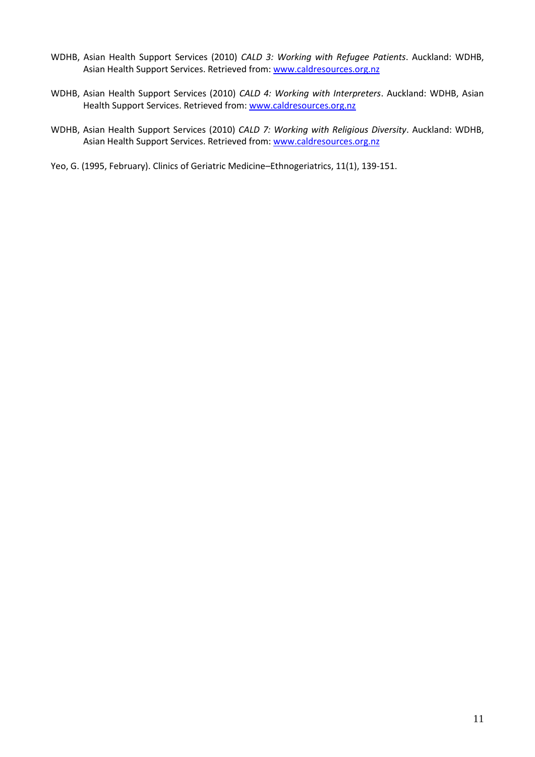WDHB, Asian Health Support Services (2010) *CALD 3: Working with Refugee Patients*. Auckland: WDHB, Asian Health Support Services. Retrieved from: [www.caldresources.org.nz](www.caldresources.org.nz)

WDHB, Asian Health Support Services (2010) *CALD 4: Working with Interpreters*. Auckland: WDHB, Asian Health Support Services. Retrieved from: [www.caldresources.org.nz](www.caldresources.org.nz)

WDHB, Asian Health Support Services (2010) *CALD 7: Working with Religious Diversity*. Auckland: WDHB, Asian Health Support Services. Retrieved from: [www.caldresources.org.nz](www.caldresources.org.nz)

Yeo, G. (1995, February). Clinics of Geriatric Medicine–Ethnogeriatrics, 11(1), 139-151.